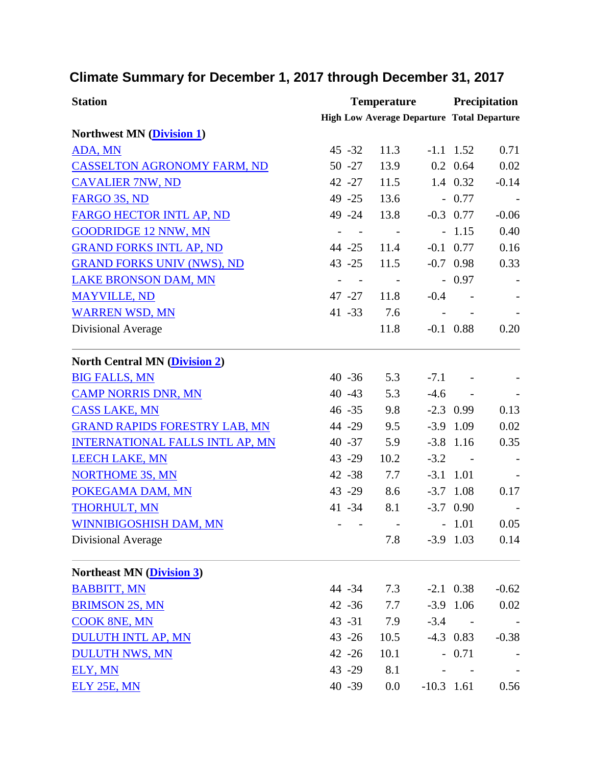## Climate Summary for December 1, 2017 through December 31, 2017

| Station | Temperature | | | | Precipitation | |
|---|---|---|---|---|---|---|
| | High | Low | Average | Departure | Total | Departure |
| **Northwest MN (Division 1)** | | | | | | |
| ADA, MN | 45 | -32 | 11.3 | -1.1 | 1.52 | 0.71 |
| CASSELTON AGRONOMY FARM, ND | 50 | -27 | 13.9 | 0.2 | 0.64 | 0.02 |
| CAVALIER 7NW, ND | 42 | -27 | 11.5 | 1.4 | 0.32 | -0.14 |
| FARGO 3S, ND | 49 | -25 | 13.6 | - | 0.77 | - |
| FARGO HECTOR INTL AP, ND | 49 | -24 | 13.8 | -0.3 | 0.77 | -0.06 |
| GOODRIDGE 12 NNW, MN | - | - | - | - | 1.15 | 0.40 |
| GRAND FORKS INTL AP, ND | 44 | -25 | 11.4 | -0.1 | 0.77 | 0.16 |
| GRAND FORKS UNIV (NWS), ND | 43 | -25 | 11.5 | -0.7 | 0.98 | 0.33 |
| LAKE BRONSON DAM, MN | - | - | - | - | 0.97 | - |
| MAYVILLE, ND | 47 | -27 | 11.8 | -0.4 | - | - |
| WARREN WSD, MN | 41 | -33 | 7.6 | - | - | - |
| Divisional Average | | | 11.8 | -0.1 | 0.88 | 0.20 |
| **North Central MN (Division 2)** | | | | | | |
| BIG FALLS, MN | 40 | -36 | 5.3 | -7.1 | - | - |
| CAMP NORRIS DNR, MN | 40 | -43 | 5.3 | -4.6 | - | - |
| CASS LAKE, MN | 46 | -35 | 9.8 | -2.3 | 0.99 | 0.13 |
| GRAND RAPIDS FORESTRY LAB, MN | 44 | -29 | 9.5 | -3.9 | 1.09 | 0.02 |
| INTERNATIONAL FALLS INTL AP, MN | 40 | -37 | 5.9 | -3.8 | 1.16 | 0.35 |
| LEECH LAKE, MN | 43 | -29 | 10.2 | -3.2 | - | - |
| NORTHOME 3S, MN | 42 | -38 | 7.7 | -3.1 | 1.01 | - |
| POKEGAMA DAM, MN | 43 | -29 | 8.6 | -3.7 | 1.08 | 0.17 |
| THORHULT, MN | 41 | -34 | 8.1 | -3.7 | 0.90 | - |
| WINNIBIGOSHISH DAM, MN | - | - | - | - | 1.01 | 0.05 |
| Divisional Average | | | 7.8 | -3.9 | 1.03 | 0.14 |
| **Northeast MN (Division 3)** | | | | | | |
| BABBITT, MN | 44 | -34 | 7.3 | -2.1 | 0.38 | -0.62 |
| BRIMSON 2S, MN | 42 | -36 | 7.7 | -3.9 | 1.06 | 0.02 |
| COOK 8NE, MN | 43 | -31 | 7.9 | -3.4 | - | - |
| DULUTH INTL AP, MN | 43 | -26 | 10.5 | -4.3 | 0.83 | -0.38 |
| DULUTH NWS, MN | 42 | -26 | 10.1 | - | 0.71 | - |
| ELY, MN | 43 | -29 | 8.1 | - | - | - |
| ELY 25E, MN | 40 | -39 | 0.0 | -10.3 | 1.61 | 0.56 |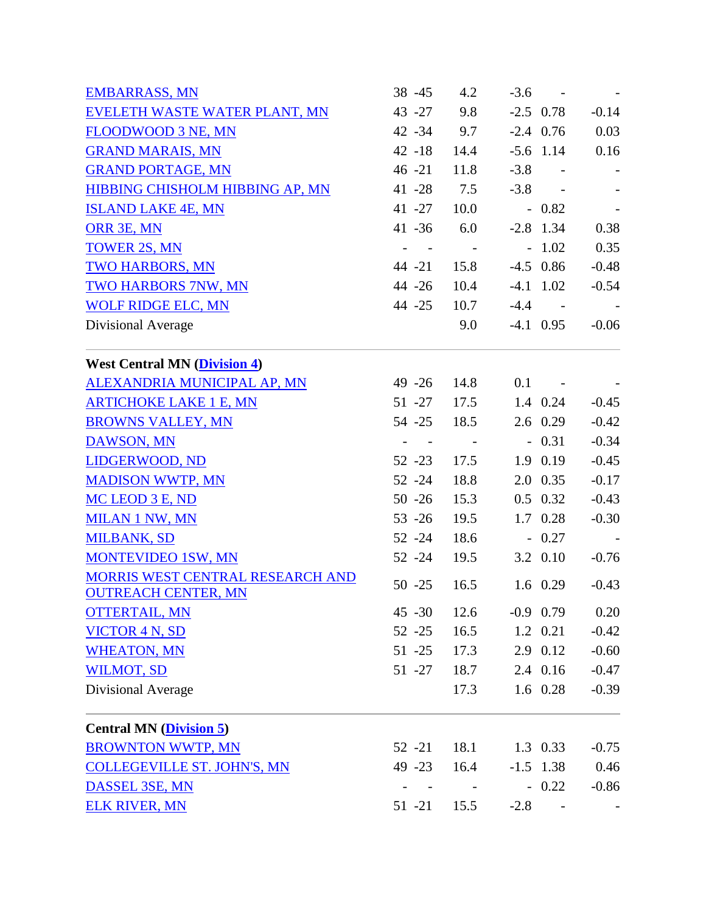| Station | Max | Min | Avg | Dep | Precip | Dep |
|---|---|---|---|---|---|---|
| EMBARRASS, MN | 38 | -45 | 4.2 | -3.6 | - | - |
| EVELETH WASTE WATER PLANT, MN | 43 | -27 | 9.8 | -2.5 | 0.78 | -0.14 |
| FLOODWOOD 3 NE, MN | 42 | -34 | 9.7 | -2.4 | 0.76 | 0.03 |
| GRAND MARAIS, MN | 42 | -18 | 14.4 | -5.6 | 1.14 | 0.16 |
| GRAND PORTAGE, MN | 46 | -21 | 11.8 | -3.8 | - | - |
| HIBBING CHISHOLM HIBBING AP, MN | 41 | -28 | 7.5 | -3.8 | - | - |
| ISLAND LAKE 4E, MN | 41 | -27 | 10.0 | - | 0.82 | - |
| ORR 3E, MN | 41 | -36 | 6.0 | -2.8 | 1.34 | 0.38 |
| TOWER 2S, MN | - | - | - | - | 1.02 | 0.35 |
| TWO HARBORS, MN | 44 | -21 | 15.8 | -4.5 | 0.86 | -0.48 |
| TWO HARBORS 7NW, MN | 44 | -26 | 10.4 | -4.1 | 1.02 | -0.54 |
| WOLF RIDGE ELC, MN | 44 | -25 | 10.7 | -4.4 | - | - |
| Divisional Average | | | 9.0 | -4.1 | 0.95 | -0.06 |

**West Central MN (Division 4)**

| Station | Max | Min | Avg | Dep | Precip | Dep |
|---|---|---|---|---|---|---|
| ALEXANDRIA MUNICIPAL AP, MN | 49 | -26 | 14.8 | 0.1 | - | - |
| ARTICHOKE LAKE 1 E, MN | 51 | -27 | 17.5 | 1.4 | 0.24 | -0.45 |
| BROWNS VALLEY, MN | 54 | -25 | 18.5 | 2.6 | 0.29 | -0.42 |
| DAWSON, MN | - | - | - | - | 0.31 | -0.34 |
| LIDGERWOOD, ND | 52 | -23 | 17.5 | 1.9 | 0.19 | -0.45 |
| MADISON WWTP, MN | 52 | -24 | 18.8 | 2.0 | 0.35 | -0.17 |
| MC LEOD 3 E, ND | 50 | -26 | 15.3 | 0.5 | 0.32 | -0.43 |
| MILAN 1 NW, MN | 53 | -26 | 19.5 | 1.7 | 0.28 | -0.30 |
| MILBANK, SD | 52 | -24 | 18.6 | - | 0.27 | - |
| MONTEVIDEO 1SW, MN | 52 | -24 | 19.5 | 3.2 | 0.10 | -0.76 |
| MORRIS WEST CENTRAL RESEARCH AND OUTREACH CENTER, MN | 50 | -25 | 16.5 | 1.6 | 0.29 | -0.43 |
| OTTERTAIL, MN | 45 | -30 | 12.6 | -0.9 | 0.79 | 0.20 |
| VICTOR 4 N, SD | 52 | -25 | 16.5 | 1.2 | 0.21 | -0.42 |
| WHEATON, MN | 51 | -25 | 17.3 | 2.9 | 0.12 | -0.60 |
| WILMOT, SD | 51 | -27 | 18.7 | 2.4 | 0.16 | -0.47 |
| Divisional Average | | | 17.3 | 1.6 | 0.28 | -0.39 |

**Central MN (Division 5)**

| Station | Max | Min | Avg | Dep | Precip | Dep |
|---|---|---|---|---|---|---|
| BROWNTON WWTP, MN | 52 | -21 | 18.1 | 1.3 | 0.33 | -0.75 |
| COLLEGEVILLE ST. JOHN'S, MN | 49 | -23 | 16.4 | -1.5 | 1.38 | 0.46 |
| DASSEL 3SE, MN | - | - | - | - | 0.22 | -0.86 |
| ELK RIVER, MN | 51 | -21 | 15.5 | -2.8 | - | - |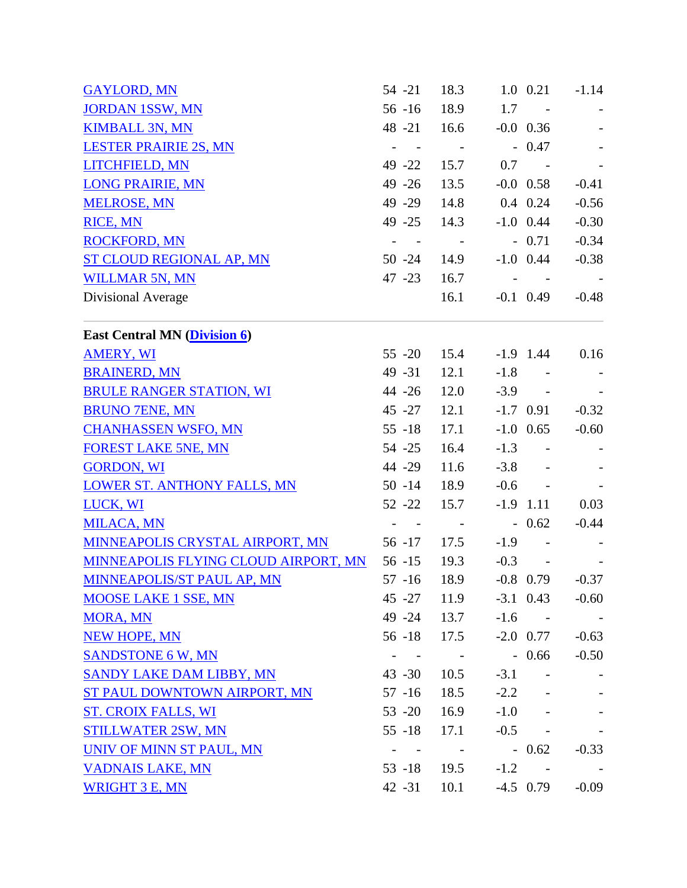| Station | Max | Min | Avg | Dep | Precip | Dep |
|---|---|---|---|---|---|---|
| GAYLORD, MN | 54 | -21 | 18.3 | 1.0 | 0.21 | -1.14 |
| JORDAN 1SSW, MN | 56 | -16 | 18.9 | 1.7 | - | - |
| KIMBALL 3N, MN | 48 | -21 | 16.6 | -0.0 | 0.36 | - |
| LESTER PRAIRIE 2S, MN | - | - | - | - | 0.47 | - |
| LITCHFIELD, MN | 49 | -22 | 15.7 | 0.7 | - | - |
| LONG PRAIRIE, MN | 49 | -26 | 13.5 | -0.0 | 0.58 | -0.41 |
| MELROSE, MN | 49 | -29 | 14.8 | 0.4 | 0.24 | -0.56 |
| RICE, MN | 49 | -25 | 14.3 | -1.0 | 0.44 | -0.30 |
| ROCKFORD, MN | - | - | - | - | 0.71 | -0.34 |
| ST CLOUD REGIONAL AP, MN | 50 | -24 | 14.9 | -1.0 | 0.44 | -0.38 |
| WILLMAR 5N, MN | 47 | -23 | 16.7 | - | - | - |
| Divisional Average | | | 16.1 | -0.1 | 0.49 | -0.48 |

**East Central MN (Division 6)**

| Station | Max | Min | Avg | Dep | Precip | Dep |
|---|---|---|---|---|---|---|
| AMERY, WI | 55 | -20 | 15.4 | -1.9 | 1.44 | 0.16 |
| BRAINERD, MN | 49 | -31 | 12.1 | -1.8 | - | - |
| BRULE RANGER STATION, WI | 44 | -26 | 12.0 | -3.9 | - | - |
| BRUNO 7ENE, MN | 45 | -27 | 12.1 | -1.7 | 0.91 | -0.32 |
| CHANHASSEN WSFO, MN | 55 | -18 | 17.1 | -1.0 | 0.65 | -0.60 |
| FOREST LAKE 5NE, MN | 54 | -25 | 16.4 | -1.3 | - | - |
| GORDON, WI | 44 | -29 | 11.6 | -3.8 | - | - |
| LOWER ST. ANTHONY FALLS, MN | 50 | -14 | 18.9 | -0.6 | - | - |
| LUCK, WI | 52 | -22 | 15.7 | -1.9 | 1.11 | 0.03 |
| MILACA, MN | - | - | - | - | 0.62 | -0.44 |
| MINNEAPOLIS CRYSTAL AIRPORT, MN | 56 | -17 | 17.5 | -1.9 | - | - |
| MINNEAPOLIS FLYING CLOUD AIRPORT, MN | 56 | -15 | 19.3 | -0.3 | - | - |
| MINNEAPOLIS/ST PAUL AP, MN | 57 | -16 | 18.9 | -0.8 | 0.79 | -0.37 |
| MOOSE LAKE 1 SSE, MN | 45 | -27 | 11.9 | -3.1 | 0.43 | -0.60 |
| MORA, MN | 49 | -24 | 13.7 | -1.6 | - | - |
| NEW HOPE, MN | 56 | -18 | 17.5 | -2.0 | 0.77 | -0.63 |
| SANDSTONE 6 W, MN | - | - | - | - | 0.66 | -0.50 |
| SANDY LAKE DAM LIBBY, MN | 43 | -30 | 10.5 | -3.1 | - | - |
| ST PAUL DOWNTOWN AIRPORT, MN | 57 | -16 | 18.5 | -2.2 | - | - |
| ST. CROIX FALLS, WI | 53 | -20 | 16.9 | -1.0 | - | - |
| STILLWATER 2SW, MN | 55 | -18 | 17.1 | -0.5 | - | - |
| UNIV OF MINN ST PAUL, MN | - | - | - | - | 0.62 | -0.33 |
| VADNAIS LAKE, MN | 53 | -18 | 19.5 | -1.2 | - | - |
| WRIGHT 3 E, MN | 42 | -31 | 10.1 | -4.5 | 0.79 | -0.09 |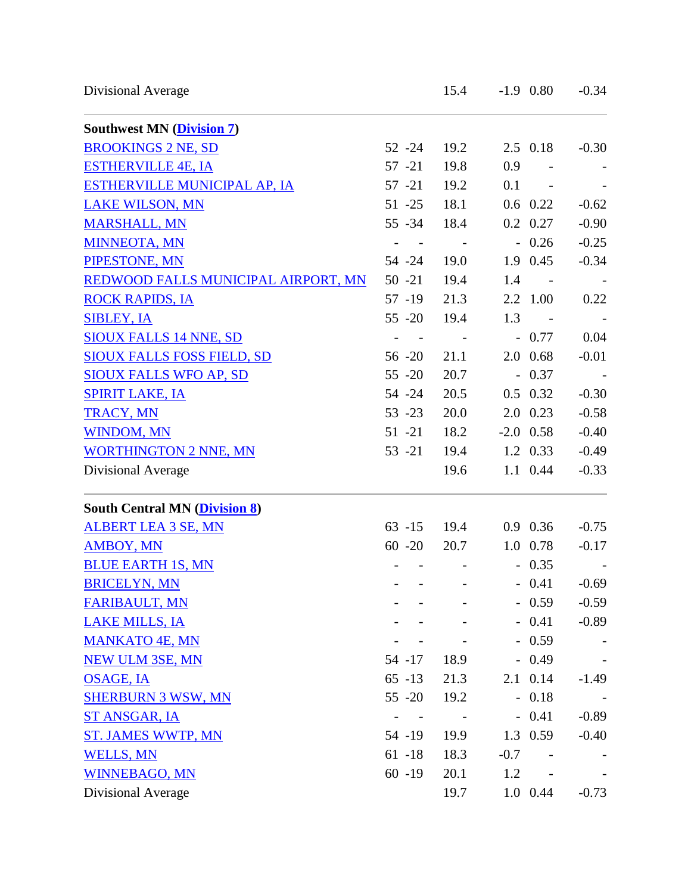| | | | | | | |
|---|---|---|---|---|---|---|
| Divisional Average | | | 15.4 | -1.9 | 0.80 | -0.34 |

**Southwest MN (Division 7)**

| | | | | | | |
|---|---|---|---|---|---|---|
| BROOKINGS 2 NE, SD | 52 | -24 | 19.2 | 2.5 | 0.18 | -0.30 |
| ESTHERVILLE 4E, IA | 57 | -21 | 19.8 | 0.9 | - | - |
| ESTHERVILLE MUNICIPAL AP, IA | 57 | -21 | 19.2 | 0.1 | - | - |
| LAKE WILSON, MN | 51 | -25 | 18.1 | 0.6 | 0.22 | -0.62 |
| MARSHALL, MN | 55 | -34 | 18.4 | 0.2 | 0.27 | -0.90 |
| MINNEOTA, MN | - | - | - | - | 0.26 | -0.25 |
| PIPESTONE, MN | 54 | -24 | 19.0 | 1.9 | 0.45 | -0.34 |
| REDWOOD FALLS MUNICIPAL AIRPORT, MN | 50 | -21 | 19.4 | 1.4 | - | - |
| ROCK RAPIDS, IA | 57 | -19 | 21.3 | 2.2 | 1.00 | 0.22 |
| SIBLEY, IA | 55 | -20 | 19.4 | 1.3 | - | - |
| SIOUX FALLS 14 NNE, SD | - | - | - | - | 0.77 | 0.04 |
| SIOUX FALLS FOSS FIELD, SD | 56 | -20 | 21.1 | 2.0 | 0.68 | -0.01 |
| SIOUX FALLS WFO AP, SD | 55 | -20 | 20.7 | - | 0.37 | - |
| SPIRIT LAKE, IA | 54 | -24 | 20.5 | 0.5 | 0.32 | -0.30 |
| TRACY, MN | 53 | -23 | 20.0 | 2.0 | 0.23 | -0.58 |
| WINDOM, MN | 51 | -21 | 18.2 | -2.0 | 0.58 | -0.40 |
| WORTHINGTON 2 NNE, MN | 53 | -21 | 19.4 | 1.2 | 0.33 | -0.49 |
| Divisional Average | | | 19.6 | 1.1 | 0.44 | -0.33 |

**South Central MN (Division 8)**

| | | | | | | |
|---|---|---|---|---|---|---|
| ALBERT LEA 3 SE, MN | 63 | -15 | 19.4 | 0.9 | 0.36 | -0.75 |
| AMBOY, MN | 60 | -20 | 20.7 | 1.0 | 0.78 | -0.17 |
| BLUE EARTH 1S, MN | - | - | - | - | 0.35 | - |
| BRICELYN, MN | - | - | - | - | 0.41 | -0.69 |
| FARIBAULT, MN | - | - | - | - | 0.59 | -0.59 |
| LAKE MILLS, IA | - | - | - | - | 0.41 | -0.89 |
| MANKATO 4E, MN | - | - | - | - | 0.59 | - |
| NEW ULM 3SE, MN | 54 | -17 | 18.9 | - | 0.49 | - |
| OSAGE, IA | 65 | -13 | 21.3 | 2.1 | 0.14 | -1.49 |
| SHERBURN 3 WSW, MN | 55 | -20 | 19.2 | - | 0.18 | - |
| ST ANSGAR, IA | - | - | - | - | 0.41 | -0.89 |
| ST. JAMES WWTP, MN | 54 | -19 | 19.9 | 1.3 | 0.59 | -0.40 |
| WELLS, MN | 61 | -18 | 18.3 | -0.7 | - | - |
| WINNEBAGO, MN | 60 | -19 | 20.1 | 1.2 | - | - |
| Divisional Average | | | 19.7 | 1.0 | 0.44 | -0.73 |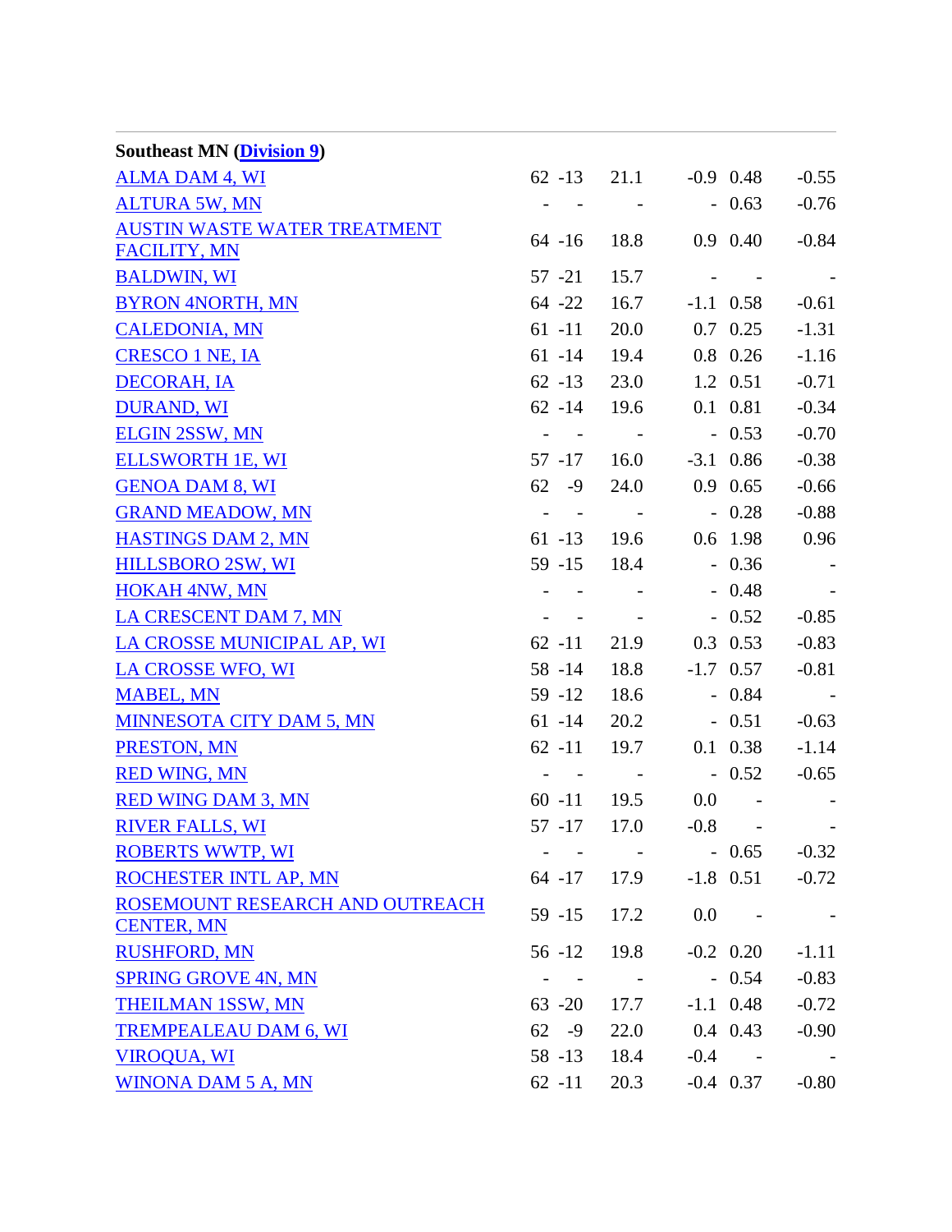**Southeast MN (Division 9)**

| Station | | | | | | |
|---|---|---|---|---|---|---|
| ALMA DAM 4, WI | 62 | -13 | 21.1 | -0.9 | 0.48 | -0.55 |
| ALTURA 5W, MN | - | - | - | - | 0.63 | -0.76 |
| AUSTIN WASTE WATER TREATMENT FACILITY, MN | 64 | -16 | 18.8 | 0.9 | 0.40 | -0.84 |
| BALDWIN, WI | 57 | -21 | 15.7 | - | - | - |
| BYRON 4NORTH, MN | 64 | -22 | 16.7 | -1.1 | 0.58 | -0.61 |
| CALEDONIA, MN | 61 | -11 | 20.0 | 0.7 | 0.25 | -1.31 |
| CRESCO 1 NE, IA | 61 | -14 | 19.4 | 0.8 | 0.26 | -1.16 |
| DECORAH, IA | 62 | -13 | 23.0 | 1.2 | 0.51 | -0.71 |
| DURAND, WI | 62 | -14 | 19.6 | 0.1 | 0.81 | -0.34 |
| ELGIN 2SSW, MN | - | - | - | - | 0.53 | -0.70 |
| ELLSWORTH 1E, WI | 57 | -17 | 16.0 | -3.1 | 0.86 | -0.38 |
| GENOA DAM 8, WI | 62 | -9 | 24.0 | 0.9 | 0.65 | -0.66 |
| GRAND MEADOW, MN | - | - | - | - | 0.28 | -0.88 |
| HASTINGS DAM 2, MN | 61 | -13 | 19.6 | 0.6 | 1.98 | 0.96 |
| HILLSBORO 2SW, WI | 59 | -15 | 18.4 | - | 0.36 | - |
| HOKAH 4NW, MN | - | - | - | - | 0.48 | - |
| LA CRESCENT DAM 7, MN | - | - | - | - | 0.52 | -0.85 |
| LA CROSSE MUNICIPAL AP, WI | 62 | -11 | 21.9 | 0.3 | 0.53 | -0.83 |
| LA CROSSE WFO, WI | 58 | -14 | 18.8 | -1.7 | 0.57 | -0.81 |
| MABEL, MN | 59 | -12 | 18.6 | - | 0.84 | - |
| MINNESOTA CITY DAM 5, MN | 61 | -14 | 20.2 | - | 0.51 | -0.63 |
| PRESTON, MN | 62 | -11 | 19.7 | 0.1 | 0.38 | -1.14 |
| RED WING, MN | - | - | - | - | 0.52 | -0.65 |
| RED WING DAM 3, MN | 60 | -11 | 19.5 | 0.0 | - | - |
| RIVER FALLS, WI | 57 | -17 | 17.0 | -0.8 | - | - |
| ROBERTS WWTP, WI | - | - | - | - | 0.65 | -0.32 |
| ROCHESTER INTL AP, MN | 64 | -17 | 17.9 | -1.8 | 0.51 | -0.72 |
| ROSEMOUNT RESEARCH AND OUTREACH CENTER, MN | 59 | -15 | 17.2 | 0.0 | - | - |
| RUSHFORD, MN | 56 | -12 | 19.8 | -0.2 | 0.20 | -1.11 |
| SPRING GROVE 4N, MN | - | - | - | - | 0.54 | -0.83 |
| THEILMAN 1SSW, MN | 63 | -20 | 17.7 | -1.1 | 0.48 | -0.72 |
| TREMPEALEAU DAM 6, WI | 62 | -9 | 22.0 | 0.4 | 0.43 | -0.90 |
| VIROQUA, WI | 58 | -13 | 18.4 | -0.4 | - | - |
| WINONA DAM 5 A, MN | 62 | -11 | 20.3 | -0.4 | 0.37 | -0.80 |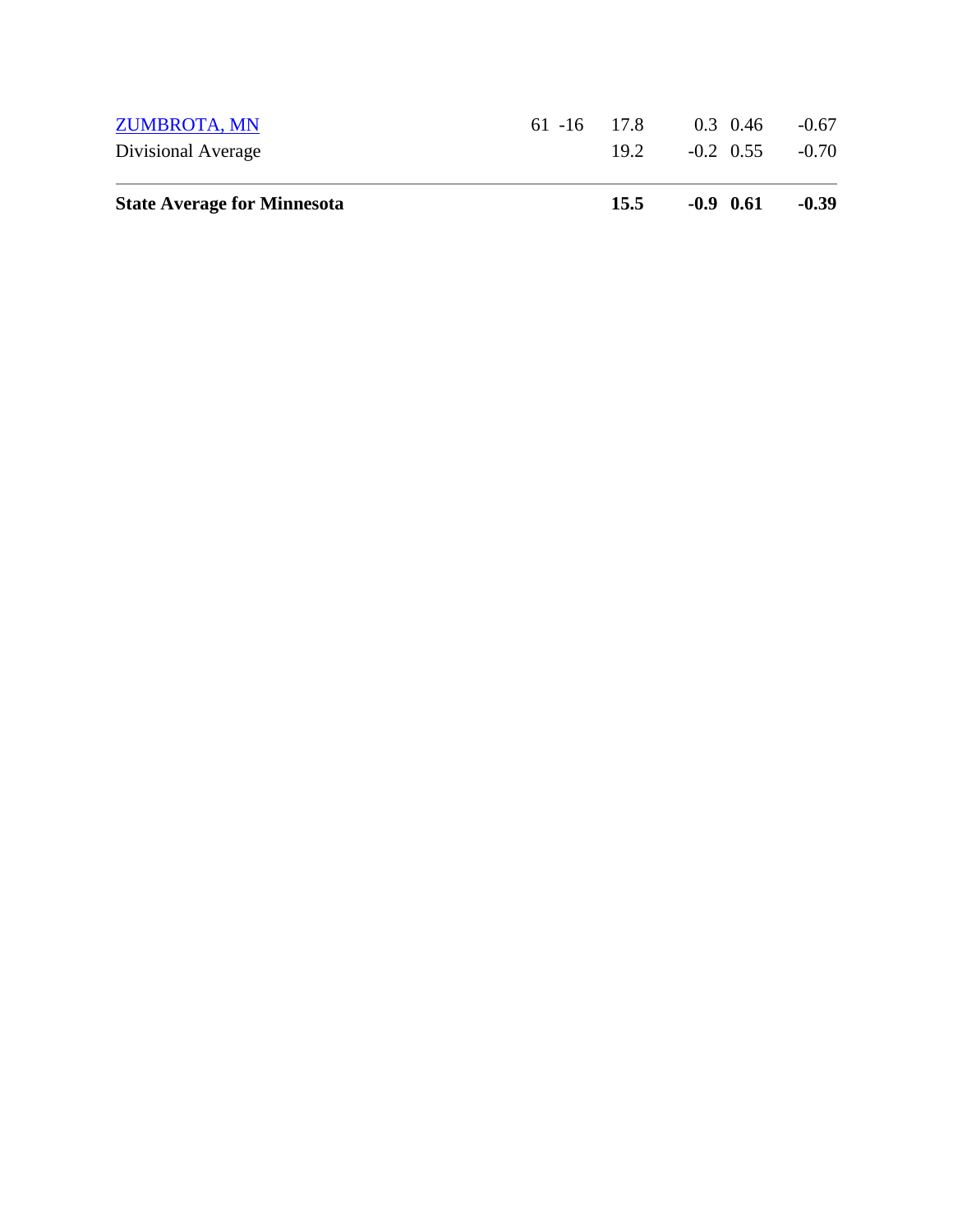| | | | | | | |
|---|---|---|---|---|---|---|
| ZUMBROTA, MN | 61 | -16 | 17.8 | 0.3 | 0.46 | -0.67 |
| Divisional Average | | | 19.2 | -0.2 | 0.55 | -0.70 |
| **State Average for Minnesota** | | | **15.5** | **-0.9** | **0.61** | **-0.39** |